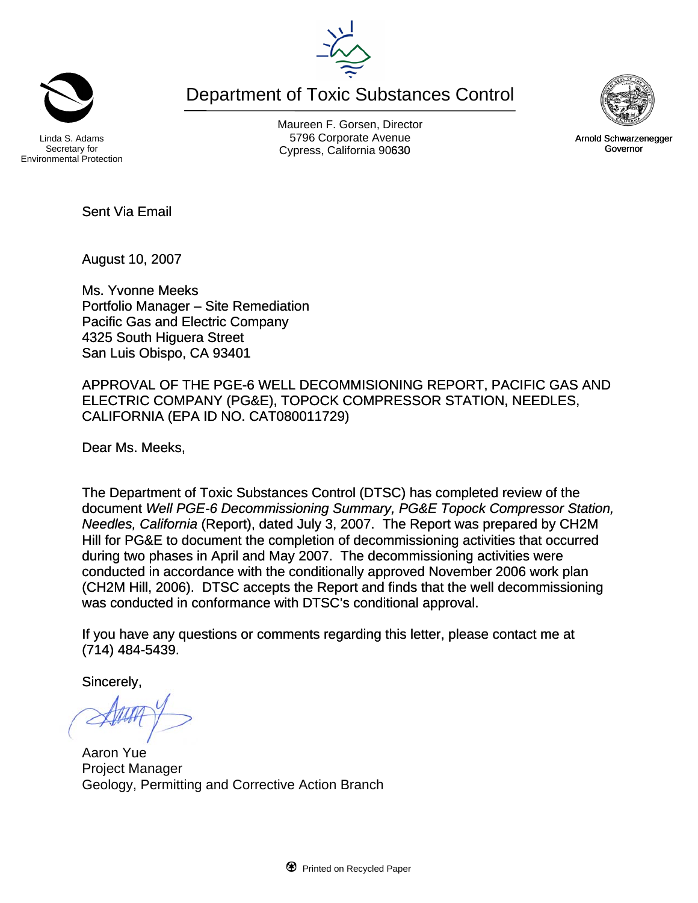Linda S. Adams
Secretary for
Environmental Protection

# Department of Toxic Substances Control

Maureen F. Gorsen, Director
5796 Corporate Avenue
Cypress, California 90630

Arnold Schwarzenegger
Governor

Sent Via Email

August 10, 2007

Ms. Yvonne Meeks
Portfolio Manager – Site Remediation
Pacific Gas and Electric Company
4325 South Higuera Street
San Luis Obispo, CA 93401

APPROVAL OF THE PGE-6 WELL DECOMMISIONING REPORT, PACIFIC GAS AND ELECTRIC COMPANY (PG&E), TOPOCK COMPRESSOR STATION, NEEDLES, CALIFORNIA (EPA ID NO. CAT080011729)

Dear Ms. Meeks,

The Department of Toxic Substances Control (DTSC) has completed review of the document *Well PGE-6 Decommissioning Summary, PG&E Topock Compressor Station, Needles, California* (Report), dated July 3, 2007. The Report was prepared by CH2M Hill for PG&E to document the completion of decommissioning activities that occurred during two phases in April and May 2007. The decommissioning activities were conducted in accordance with the conditionally approved November 2006 work plan (CH2M Hill, 2006). DTSC accepts the Report and finds that the well decommissioning was conducted in conformance with DTSC's conditional approval.

If you have any questions or comments regarding this letter, please contact me at (714) 484-5439.

Sincerely,

Aaron Yue
Project Manager
Geology, Permitting and Corrective Action Branch

Printed on Recycled Paper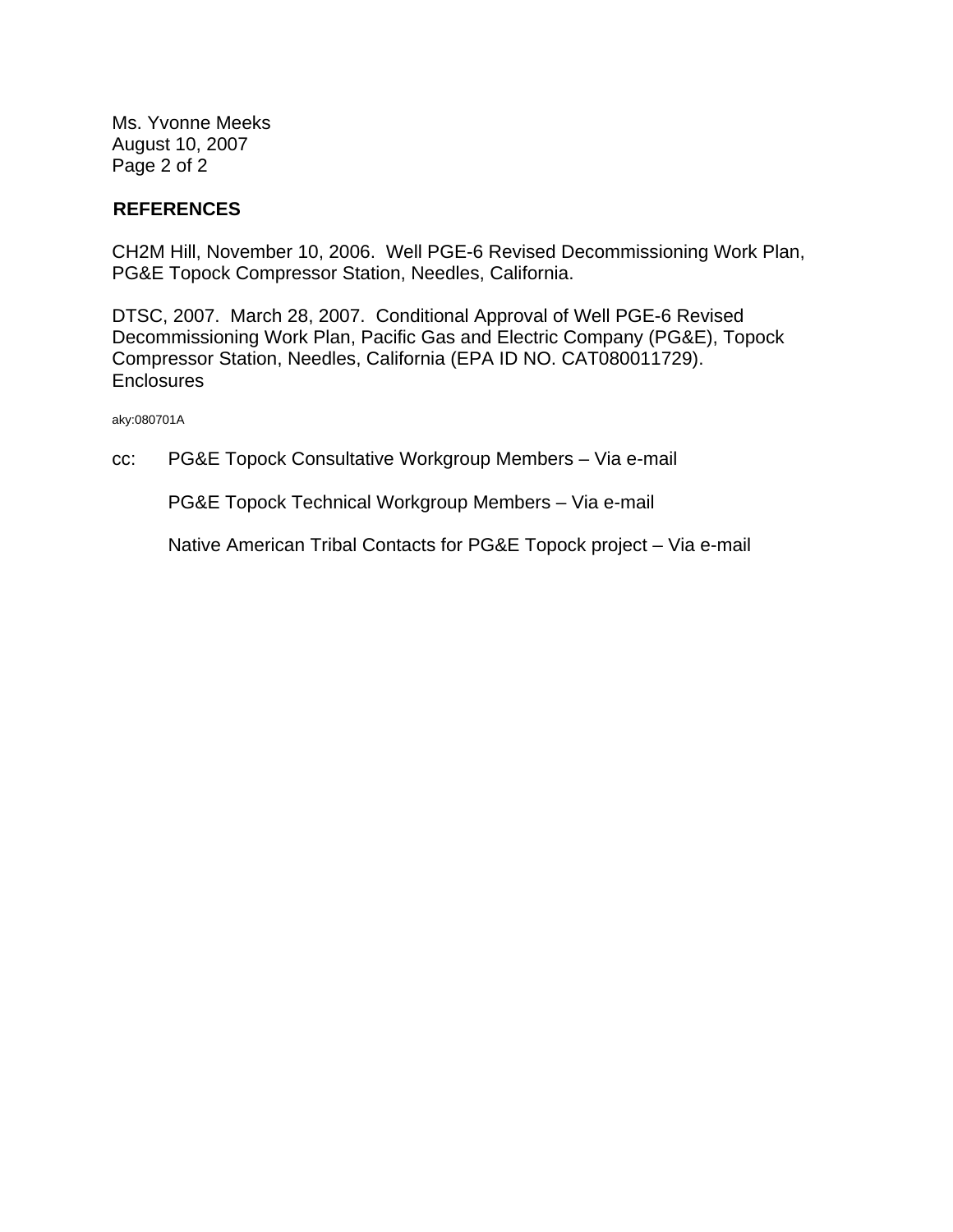## REFERENCES

CH2M Hill, November 10, 2006. Well PGE-6 Revised Decommissioning Work Plan, PG&E Topock Compressor Station, Needles, California.

DTSC, 2007. March 28, 2007. Conditional Approval of Well PGE-6 Revised Decommissioning Work Plan, Pacific Gas and Electric Company (PG&E), Topock Compressor Station, Needles, California (EPA ID NO. CAT080011729).
Enclosures

aky:080701A

cc: PG&E Topock Consultative Workgroup Members – Via e-mail

PG&E Topock Technical Workgroup Members – Via e-mail

Native American Tribal Contacts for PG&E Topock project – Via e-mail